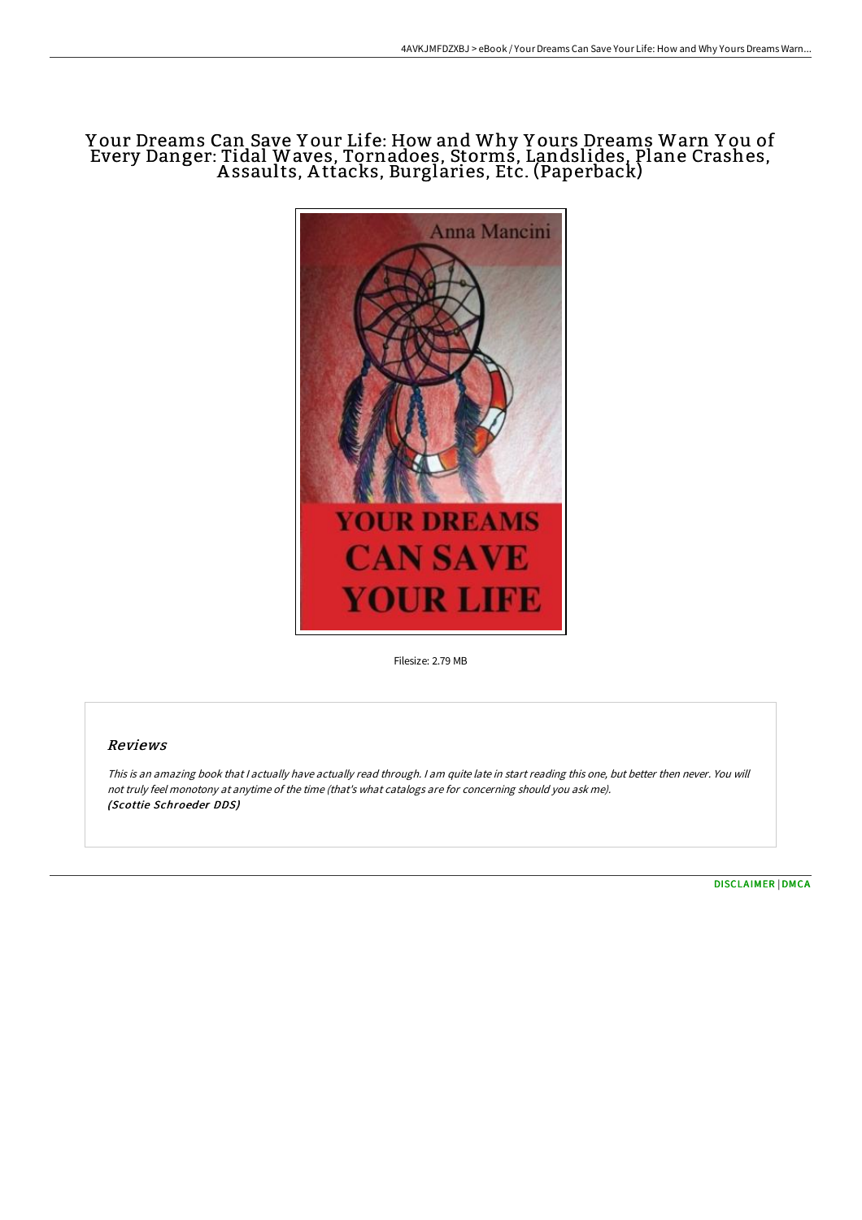# Your Dreams Can Save Your Life: How and Why Yours Dreams Warn You of Every Danger: Tidal Waves, Tornadoes, Storms, Landslides, Plane Crashes, Assaults, Attacks, Burglaries, Etc. (Paperback)

Filesize: 2.79 MB

## Reviews

*This is an amazing book that I actually have actually read through. I am quite late in start reading this one, but better then never. You will not truly feel monotony at anytime of the time (that's what catalogs are for concerning should you ask me).*
***(Scottie Schroeder DDS)***

DISCLAIMER | DMCA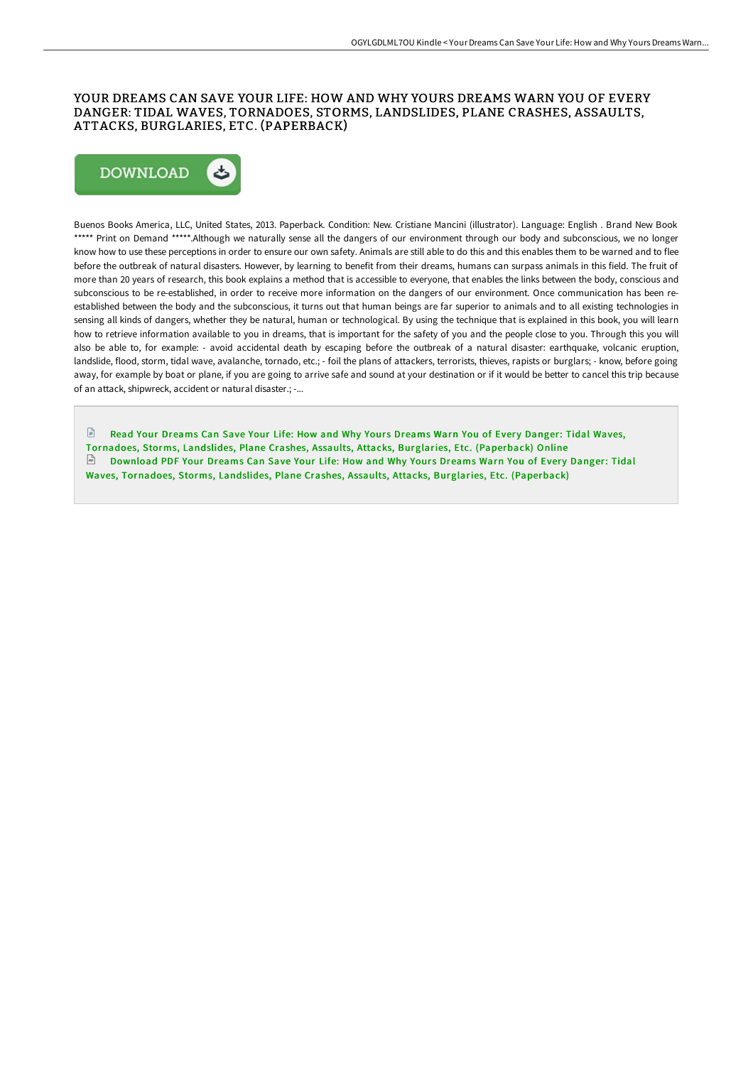# YOUR DREAMS CAN SAVE YOUR LIFE: HOW AND WHY YOURS DREAMS WARN YOU OF EVERY DANGER: TIDAL WAVES, TORNADOES, STORMS, LANDSLIDES, PLANE CRASHES, ASSAULTS, ATTACKS, BURGLARIES, ETC. (PAPERBACK)

DOWNLOAD

Buenos Books America, LLC, United States, 2013. Paperback. Condition: New. Cristiane Mancini (illustrator). Language: English . Brand New Book ***** Print on Demand *****.Although we naturally sense all the dangers of our environment through our body and subconscious, we no longer know how to use these perceptions in order to ensure our own safety. Animals are still able to do this and this enables them to be warned and to flee before the outbreak of natural disasters. However, by learning to benefit from their dreams, humans can surpass animals in this field. The fruit of more than 20 years of research, this book explains a method that is accessible to everyone, that enables the links between the body, conscious and subconscious to be re-established, in order to receive more information on the dangers of our environment. Once communication has been re-established between the body and the subconscious, it turns out that human beings are far superior to animals and to all existing technologies in sensing all kinds of dangers, whether they be natural, human or technological. By using the technique that is explained in this book, you will learn how to retrieve information available to you in dreams, that is important for the safety of you and the people close to you. Through this you will also be able to, for example: - avoid accidental death by escaping before the outbreak of a natural disaster: earthquake, volcanic eruption, landslide, flood, storm, tidal wave, avalanche, tornado, etc.; - foil the plans of attackers, terrorists, thieves, rapists or burglars; - know, before going away, for example by boat or plane, if you are going to arrive safe and sound at your destination or if it would be better to cancel this trip because of an attack, shipwreck, accident or natural disaster.; -...

Read Your Dreams Can Save Your Life: How and Why Yours Dreams Warn You of Every Danger: Tidal Waves, Tornadoes, Storms, Landslides, Plane Crashes, Assaults, Attacks, Burglaries, Etc. (Paperback) Online

Download PDF Your Dreams Can Save Your Life: How and Why Yours Dreams Warn You of Every Danger: Tidal Waves, Tornadoes, Storms, Landslides, Plane Crashes, Assaults, Attacks, Burglaries, Etc. (Paperback)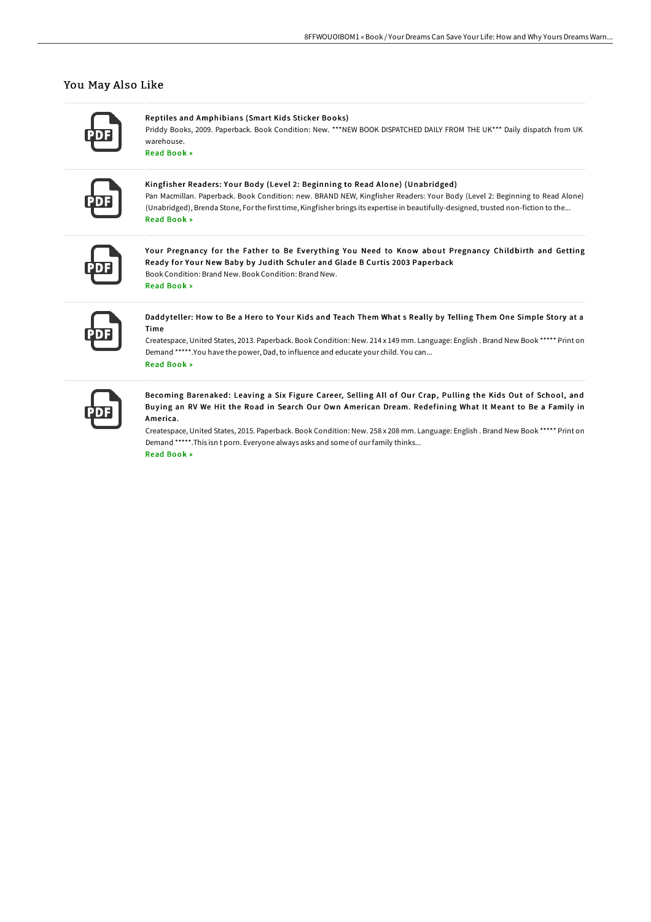## You May Also Like

**Reptiles and Amphibians (Smart Kids Sticker Books)**

Priddy Books, 2009. Paperback. Book Condition: New. ***NEW BOOK DISPATCHED DAILY FROM THE UK*** Daily dispatch from UK warehouse.

Read Book »

**Kingfisher Readers: Your Body (Level 2: Beginning to Read Alone) (Unabridged)**

Pan Macmillan. Paperback. Book Condition: new. BRAND NEW, Kingfisher Readers: Your Body (Level 2: Beginning to Read Alone) (Unabridged), Brenda Stone, For the first time, Kingfisher brings its expertise in beautifully-designed, trusted non-fiction to the...

Read Book »

**Your Pregnancy for the Father to Be Everything You Need to Know about Pregnancy Childbirth and Getting Ready for Your New Baby by Judith Schuler and Glade B Curtis 2003 Paperback**

Book Condition: Brand New. Book Condition: Brand New.

Read Book »

**Daddyteller: How to Be a Hero to Your Kids and Teach Them What s Really by Telling Them One Simple Story at a Time**

Createspace, United States, 2013. Paperback. Book Condition: New. 214 x 149 mm. Language: English . Brand New Book ***** Print on Demand *****.You have the power, Dad, to influence and educate your child. You can...

Read Book »

**Becoming Barenaked: Leaving a Six Figure Career, Selling All of Our Crap, Pulling the Kids Out of School, and Buying an RV We Hit the Road in Search Our Own American Dream. Redefining What It Meant to Be a Family in America.**

Createspace, United States, 2015. Paperback. Book Condition: New. 258 x 208 mm. Language: English . Brand New Book ***** Print on Demand *****.This isn t porn. Everyone always asks and some of our family thinks...

Read Book »